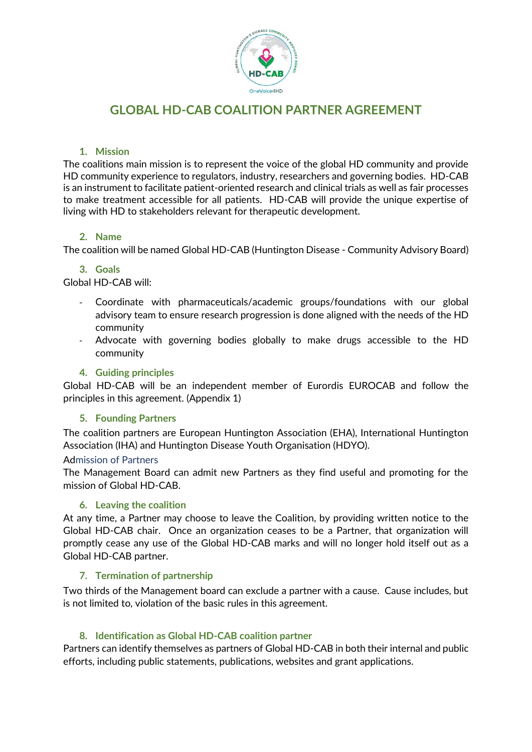# GLOBAL HD-CAB COALITION PARTNER AGREEMENT

## 1. Mission

The coalitions main mission is to represent the voice of the global HD community and provide HD community experience to regulators, industry, researchers and governing bodies. HD-CAB is an instrument to facilitate patient-oriented research and clinical trials as well as fair processes to make treatment accessible for all patients. HD-CAB will provide the unique expertise of living with HD to stakeholders relevant for therapeutic development.

## 2. Name

The coalition will be named Global HD-CAB (Huntington Disease - Community Advisory Board)

## 3. Goals

Global HD-CAB will:

- Coordinate with pharmaceuticals/academic groups/foundations with our global advisory team to ensure research progression is done aligned with the needs of the HD community
- Advocate with governing bodies globally to make drugs accessible to the HD community

## 4. Guiding principles

Global HD-CAB will be an independent member of Eurordis EUROCAB and follow the principles in this agreement. (Appendix 1)

## 5. Founding Partners

The coalition partners are European Huntington Association (EHA), International Huntington Association (IHA) and Huntington Disease Youth Organisation (HDYO).

### Admission of Partners

The Management Board can admit new Partners as they find useful and promoting for the mission of Global HD-CAB.

## 6. Leaving the coalition

At any time, a Partner may choose to leave the Coalition, by providing written notice to the Global HD-CAB chair. Once an organization ceases to be a Partner, that organization will promptly cease any use of the Global HD-CAB marks and will no longer hold itself out as a Global HD-CAB partner.

## 7. Termination of partnership

Two thirds of the Management board can exclude a partner with a cause. Cause includes, but is not limited to, violation of the basic rules in this agreement.

## 8. Identification as Global HD-CAB coalition partner

Partners can identify themselves as partners of Global HD-CAB in both their internal and public efforts, including public statements, publications, websites and grant applications.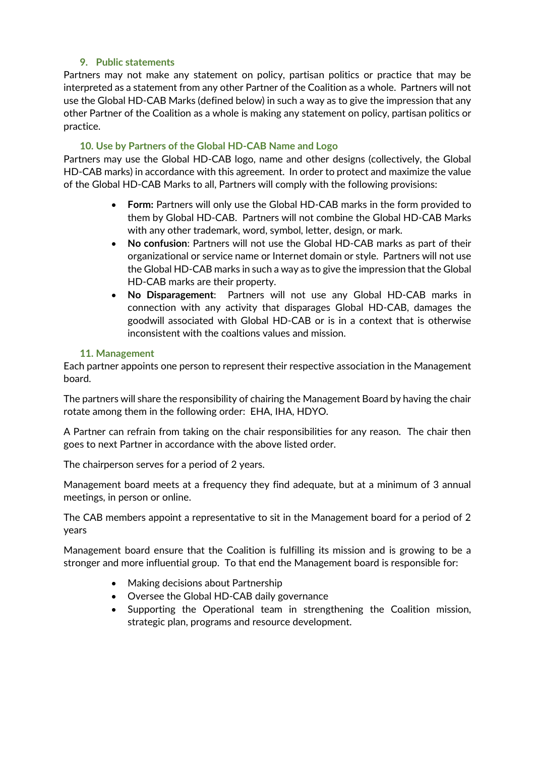### 9. Public statements

Partners may not make any statement on policy, partisan politics or practice that may be interpreted as a statement from any other Partner of the Coalition as a whole. Partners will not use the Global HD-CAB Marks (defined below) in such a way as to give the impression that any other Partner of the Coalition as a whole is making any statement on policy, partisan politics or practice.

### 10. Use by Partners of the Global HD-CAB Name and Logo

Partners may use the Global HD-CAB logo, name and other designs (collectively, the Global HD-CAB marks) in accordance with this agreement. In order to protect and maximize the value of the Global HD-CAB Marks to all, Partners will comply with the following provisions:

- **Form:** Partners will only use the Global HD-CAB marks in the form provided to them by Global HD-CAB. Partners will not combine the Global HD-CAB Marks with any other trademark, word, symbol, letter, design, or mark.
- **No confusion**: Partners will not use the Global HD-CAB marks as part of their organizational or service name or Internet domain or style. Partners will not use the Global HD-CAB marks in such a way as to give the impression that the Global HD-CAB marks are their property.
- **No Disparagement**: Partners will not use any Global HD-CAB marks in connection with any activity that disparages Global HD-CAB, damages the goodwill associated with Global HD-CAB or is in a context that is otherwise inconsistent with the coaltions values and mission.

### 11. Management

Each partner appoints one person to represent their respective association in the Management board.

The partners will share the responsibility of chairing the Management Board by having the chair rotate among them in the following order: EHA, IHA, HDYO.

A Partner can refrain from taking on the chair responsibilities for any reason. The chair then goes to next Partner in accordance with the above listed order.

The chairperson serves for a period of 2 years.

Management board meets at a frequency they find adequate, but at a minimum of 3 annual meetings, in person or online.

The CAB members appoint a representative to sit in the Management board for a period of 2 years

Management board ensure that the Coalition is fulfilling its mission and is growing to be a stronger and more influential group. To that end the Management board is responsible for:

- Making decisions about Partnership
- Oversee the Global HD-CAB daily governance
- Supporting the Operational team in strengthening the Coalition mission, strategic plan, programs and resource development.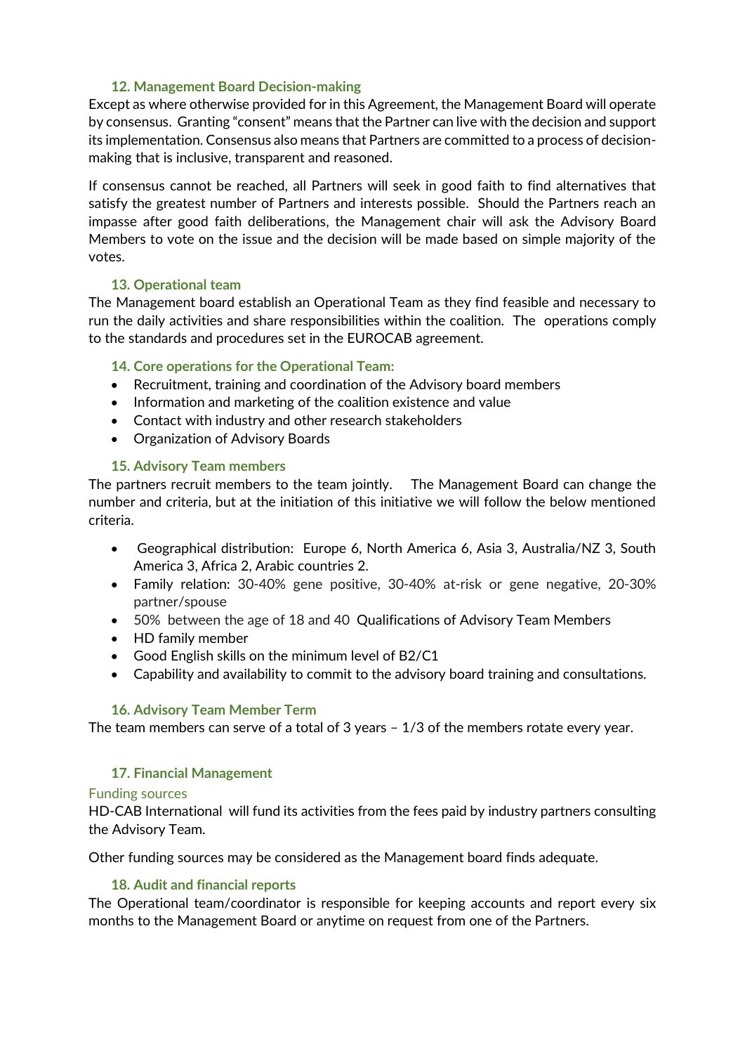### 12. Management Board Decision-making

Except as where otherwise provided for in this Agreement, the Management Board will operate by consensus. Granting "consent" means that the Partner can live with the decision and support its implementation. Consensus also means that Partners are committed to a process of decision-making that is inclusive, transparent and reasoned.

If consensus cannot be reached, all Partners will seek in good faith to find alternatives that satisfy the greatest number of Partners and interests possible. Should the Partners reach an impasse after good faith deliberations, the Management chair will ask the Advisory Board Members to vote on the issue and the decision will be made based on simple majority of the votes.

### 13. Operational team

The Management board establish an Operational Team as they find feasible and necessary to run the daily activities and share responsibilities within the coalition. The operations comply to the standards and procedures set in the EUROCAB agreement.

### 14. Core operations for the Operational Team:

- Recruitment, training and coordination of the Advisory board members
- Information and marketing of the coalition existence and value
- Contact with industry and other research stakeholders
- Organization of Advisory Boards

### 15. Advisory Team members

The partners recruit members to the team jointly. The Management Board can change the number and criteria, but at the initiation of this initiative we will follow the below mentioned criteria.

- Geographical distribution: Europe 6, North America 6, Asia 3, Australia/NZ 3, South America 3, Africa 2, Arabic countries 2.
- Family relation: 30-40% gene positive, 30-40% at-risk or gene negative, 20-30% partner/spouse
- 50% between the age of 18 and 40 Qualifications of Advisory Team Members
- HD family member
- Good English skills on the minimum level of B2/C1
- Capability and availability to commit to the advisory board training and consultations.

### 16. Advisory Team Member Term

The team members can serve of a total of 3 years – 1/3 of the members rotate every year.

### 17. Financial Management

Funding sources

HD-CAB International will fund its activities from the fees paid by industry partners consulting the Advisory Team.

Other funding sources may be considered as the Management board finds adequate.

### 18. Audit and financial reports

The Operational team/coordinator is responsible for keeping accounts and report every six months to the Management Board or anytime on request from one of the Partners.